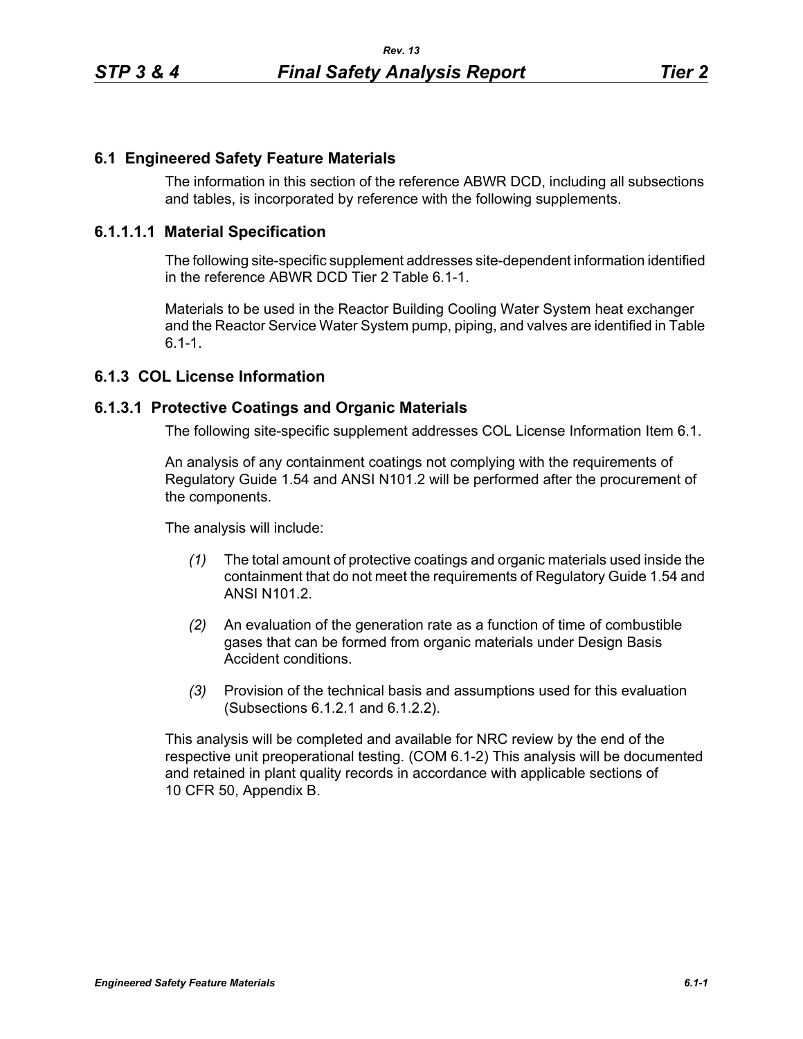## 6.1 Engineered Safety Feature Materials

The information in this section of the reference ABWR DCD, including all subsections and tables, is incorporated by reference with the following supplements.

### 6.1.1.1.1 Material Specification

The following site-specific supplement addresses site-dependent information identified in the reference ABWR DCD Tier 2 Table 6.1-1.

Materials to be used in the Reactor Building Cooling Water System heat exchanger and the Reactor Service Water System pump, piping, and valves are identified in Table 6.1-1.

### 6.1.3 COL License Information

### 6.1.3.1 Protective Coatings and Organic Materials

The following site-specific supplement addresses COL License Information Item 6.1.

An analysis of any containment coatings not complying with the requirements of Regulatory Guide 1.54 and ANSI N101.2 will be performed after the procurement of the components.

The analysis will include:

*(1)* The total amount of protective coatings and organic materials used inside the containment that do not meet the requirements of Regulatory Guide 1.54 and ANSI N101.2.

*(2)* An evaluation of the generation rate as a function of time of combustible gases that can be formed from organic materials under Design Basis Accident conditions.

*(3)* Provision of the technical basis and assumptions used for this evaluation (Subsections 6.1.2.1 and 6.1.2.2).

This analysis will be completed and available for NRC review by the end of the respective unit preoperational testing. (COM 6.1-2) This analysis will be documented and retained in plant quality records in accordance with applicable sections of 10 CFR 50, Appendix B.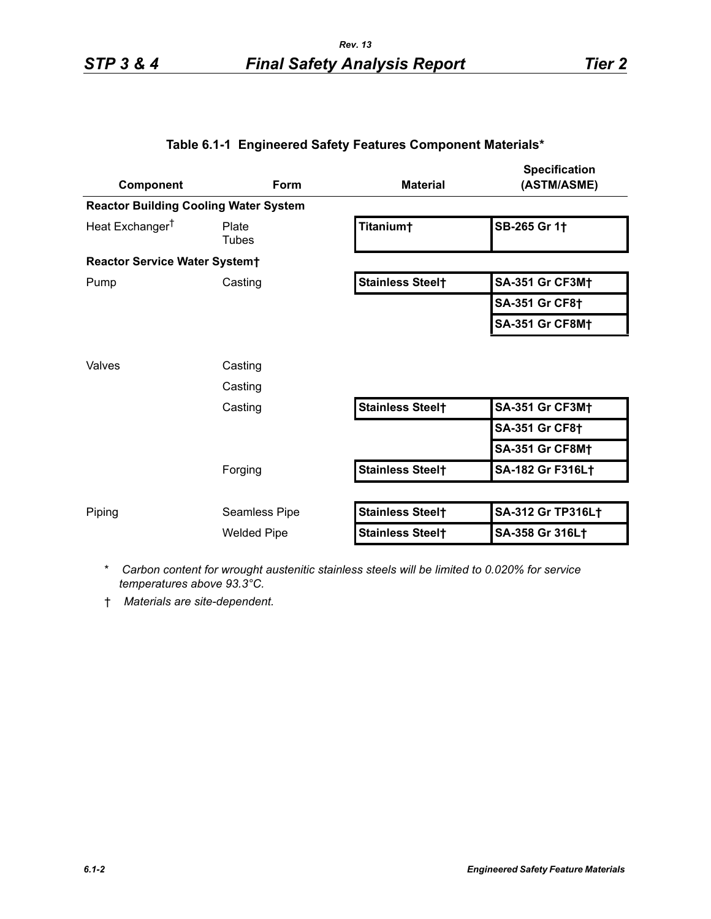**Table 6.1-1 Engineered Safety Features Component Materials***

| Component | Form | Material | Specification (ASTM/ASME) |
|---|---|---|---|
| **Reactor Building Cooling Water System** | | | |
| Heat Exchanger† | Plate<br>Tubes | **Titanium†** | **SB-265 Gr 1†** |
| **Reactor Service Water System†** | | | |
| Pump | Casting | **Stainless Steel†** | **SA-351 Gr CF3M†** |
| | | | **SA-351 Gr CF8†** |
| | | | **SA-351 Gr CF8M†** |
| Valves | Casting | | |
| | Casting | | |
| | Casting | **Stainless Steel†** | **SA-351 Gr CF3M†** |
| | | | **SA-351 Gr CF8†** |
| | | | **SA-351 Gr CF8M†** |
| | Forging | **Stainless Steel†** | **SA-182 Gr F316L†** |
| Piping | Seamless Pipe | **Stainless Steel†** | **SA-312 Gr TP316L†** |
| | Welded Pipe | **Stainless Steel†** | **SA-358 Gr 316L†** |

\* *Carbon content for wrought austenitic stainless steels will be limited to 0.020% for service temperatures above 93.3°C.*

† *Materials are site-dependent.*